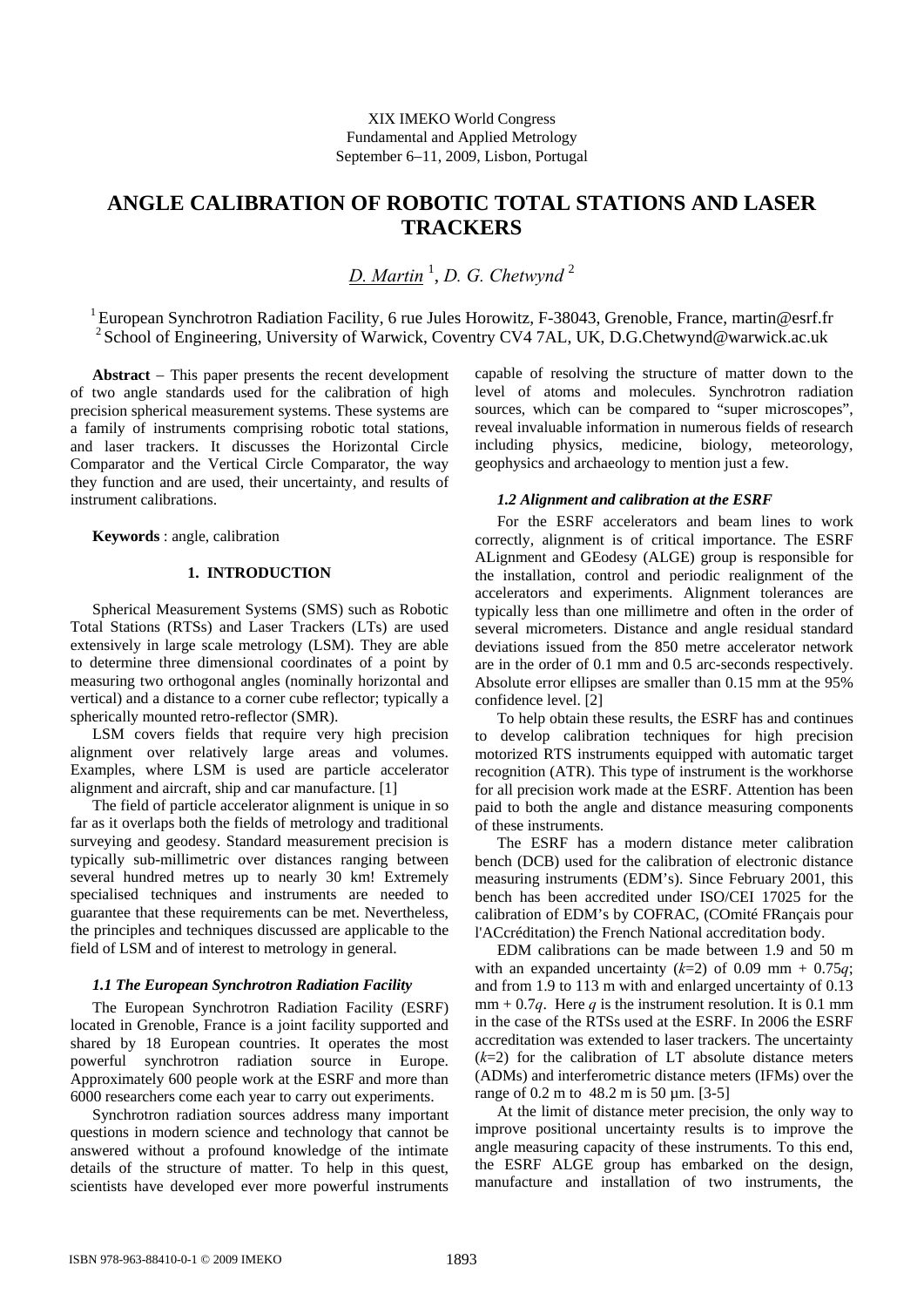XIX IMEKO World Congress
Fundamental and Applied Metrology
September 6−11, 2009, Lisbon, Portugal

# ANGLE CALIBRATION OF ROBOTIC TOTAL STATIONS AND LASER TRACKERS

*D. Martin* [1], *D. G. Chetwynd* [2]

[1] European Synchrotron Radiation Facility, 6 rue Jules Horowitz, F-38043, Grenoble, France, martin@esrf.fr
[2] School of Engineering, University of Warwick, Coventry CV4 7AL, UK, D.G.Chetwynd@warwick.ac.uk

**Abstract** − This paper presents the recent development of two angle standards used for the calibration of high precision spherical measurement systems. These systems are a family of instruments comprising robotic total stations, and laser trackers. It discusses the Horizontal Circle Comparator and the Vertical Circle Comparator, the way they function and are used, their uncertainty, and results of instrument calibrations.

**Keywords** : angle, calibration

## 1. INTRODUCTION

Spherical Measurement Systems (SMS) such as Robotic Total Stations (RTSs) and Laser Trackers (LTs) are used extensively in large scale metrology (LSM). They are able to determine three dimensional coordinates of a point by measuring two orthogonal angles (nominally horizontal and vertical) and a distance to a corner cube reflector; typically a spherically mounted retro-reflector (SMR).

LSM covers fields that require very high precision alignment over relatively large areas and volumes. Examples, where LSM is used are particle accelerator alignment and aircraft, ship and car manufacture. [1]

The field of particle accelerator alignment is unique in so far as it overlaps both the fields of metrology and traditional surveying and geodesy. Standard measurement precision is typically sub-millimetric over distances ranging between several hundred metres up to nearly 30 km! Extremely specialised techniques and instruments are needed to guarantee that these requirements can be met. Nevertheless, the principles and techniques discussed are applicable to the field of LSM and of interest to metrology in general.

### *1.1 The European Synchrotron Radiation Facility*

The European Synchrotron Radiation Facility (ESRF) located in Grenoble, France is a joint facility supported and shared by 18 European countries. It operates the most powerful synchrotron radiation source in Europe. Approximately 600 people work at the ESRF and more than 6000 researchers come each year to carry out experiments.

Synchrotron radiation sources address many important questions in modern science and technology that cannot be answered without a profound knowledge of the intimate details of the structure of matter. To help in this quest, scientists have developed ever more powerful instruments capable of resolving the structure of matter down to the level of atoms and molecules. Synchrotron radiation sources, which can be compared to "super microscopes", reveal invaluable information in numerous fields of research including physics, medicine, biology, meteorology, geophysics and archaeology to mention just a few.

### *1.2 Alignment and calibration at the ESRF*

For the ESRF accelerators and beam lines to work correctly, alignment is of critical importance. The ESRF ALignment and GEodesy (ALGE) group is responsible for the installation, control and periodic realignment of the accelerators and experiments. Alignment tolerances are typically less than one millimetre and often in the order of several micrometers. Distance and angle residual standard deviations issued from the 850 metre accelerator network are in the order of 0.1 mm and 0.5 arc-seconds respectively. Absolute error ellipses are smaller than 0.15 mm at the 95% confidence level. [2]

To help obtain these results, the ESRF has and continues to develop calibration techniques for high precision motorized RTS instruments equipped with automatic target recognition (ATR). This type of instrument is the workhorse for all precision work made at the ESRF. Attention has been paid to both the angle and distance measuring components of these instruments.

The ESRF has a modern distance meter calibration bench (DCB) used for the calibration of electronic distance measuring instruments (EDM's). Since February 2001, this bench has been accredited under ISO/CEI 17025 for the calibration of EDM's by COFRAC, (COmité FRançais pour l'ACcréditation) the French National accreditation body.

EDM calibrations can be made between 1.9 and 50 m with an expanded uncertainty ($k$=2) of 0.09 mm + 0.75$q$; and from 1.9 to 113 m with and enlarged uncertainty of 0.13 mm + 0.7$q$. Here $q$ is the instrument resolution. It is 0.1 mm in the case of the RTSs used at the ESRF. In 2006 the ESRF accreditation was extended to laser trackers. The uncertainty ($k$=2) for the calibration of LT absolute distance meters (ADMs) and interferometric distance meters (IFMs) over the range of 0.2 m to 48.2 m is 50 µm. [3-5]

At the limit of distance meter precision, the only way to improve positional uncertainty results is to improve the angle measuring capacity of these instruments. To this end, the ESRF ALGE group has embarked on the design, manufacture and installation of two instruments, the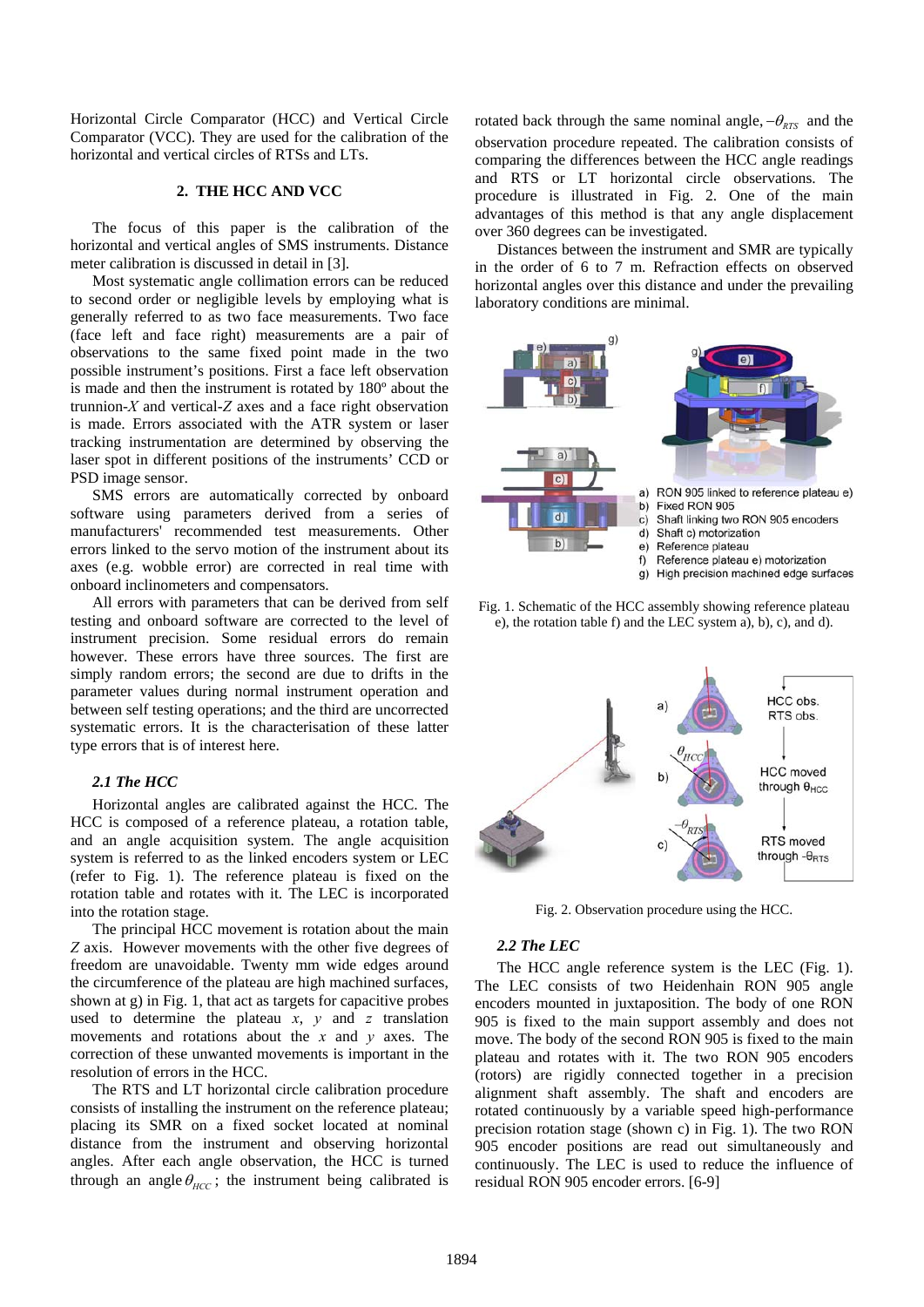Horizontal Circle Comparator (HCC) and Vertical Circle Comparator (VCC). They are used for the calibration of the horizontal and vertical circles of RTSs and LTs.

## 2. THE HCC AND VCC

The focus of this paper is the calibration of the horizontal and vertical angles of SMS instruments. Distance meter calibration is discussed in detail in [3].

Most systematic angle collimation errors can be reduced to second order or negligible levels by employing what is generally referred to as two face measurements. Two face (face left and face right) measurements are a pair of observations to the same fixed point made in the two possible instrument's positions. First a face left observation is made and then the instrument is rotated by 180º about the trunnion-$X$ and vertical-$Z$ axes and a face right observation is made. Errors associated with the ATR system or laser tracking instrumentation are determined by observing the laser spot in different positions of the instruments' CCD or PSD image sensor.

SMS errors are automatically corrected by onboard software using parameters derived from a series of manufacturers' recommended test measurements. Other errors linked to the servo motion of the instrument about its axes (e.g. wobble error) are corrected in real time with onboard inclinometers and compensators.

All errors with parameters that can be derived from self testing and onboard software are corrected to the level of instrument precision. Some residual errors do remain however. These errors have three sources. The first are simply random errors; the second are due to drifts in the parameter values during normal instrument operation and between self testing operations; and the third are uncorrected systematic errors. It is the characterisation of these latter type errors that is of interest here.

### *2.1 The HCC*

Horizontal angles are calibrated against the HCC. The HCC is composed of a reference plateau, a rotation table, and an angle acquisition system. The angle acquisition system is referred to as the linked encoders system or LEC (refer to Fig. 1). The reference plateau is fixed on the rotation table and rotates with it. The LEC is incorporated into the rotation stage.

The principal HCC movement is rotation about the main $Z$ axis. However movements with the other five degrees of freedom are unavoidable. Twenty mm wide edges around the circumference of the plateau are high machined surfaces, shown at g) in Fig. 1, that act as targets for capacitive probes used to determine the plateau $x$, $y$ and $z$ translation movements and rotations about the $x$ and $y$ axes. The correction of these unwanted movements is important in the resolution of errors in the HCC.

The RTS and LT horizontal circle calibration procedure consists of installing the instrument on the reference plateau; placing its SMR on a fixed socket located at nominal distance from the instrument and observing horizontal angles. After each angle observation, the HCC is turned through an angle $\theta_{HCC}$; the instrument being calibrated is rotated back through the same nominal angle, $-\theta_{RTS}$ and the observation procedure repeated. The calibration consists of comparing the differences between the HCC angle readings and RTS or LT horizontal circle observations. The procedure is illustrated in Fig. 2. One of the main advantages of this method is that any angle displacement over 360 degrees can be investigated.

Distances between the instrument and SMR are typically in the order of 6 to 7 m. Refraction effects on observed horizontal angles over this distance and under the prevailing laboratory conditions are minimal.

a) RON 905 linked to reference plateau e)
b) Fixed RON 905
c) Shaft linking two RON 905 encoders
d) Shaft c) motorization
e) Reference plateau
f) Reference plateau e) motorization
g) High precision machined edge surfaces

Fig. 1. Schematic of the HCC assembly showing reference plateau e), the rotation table f) and the LEC system a), b), c), and d).

a) HCC obs. RTS obs.
b) $\theta_{HCC}$ HCC moved through $\theta_{HCC}$
c) $-\theta_{RTS}$ RTS moved through $-\theta_{RTS}$

Fig. 2. Observation procedure using the HCC.

### *2.2 The LEC*

The HCC angle reference system is the LEC (Fig. 1). The LEC consists of two Heidenhain RON 905 angle encoders mounted in juxtaposition. The body of one RON 905 is fixed to the main support assembly and does not move. The body of the second RON 905 is fixed to the main plateau and rotates with it. The two RON 905 encoders (rotors) are rigidly connected together in a precision alignment shaft assembly. The shaft and encoders are rotated continuously by a variable speed high-performance precision rotation stage (shown c) in Fig. 1). The two RON 905 encoder positions are read out simultaneously and continuously. The LEC is used to reduce the influence of residual RON 905 encoder errors. [6-9]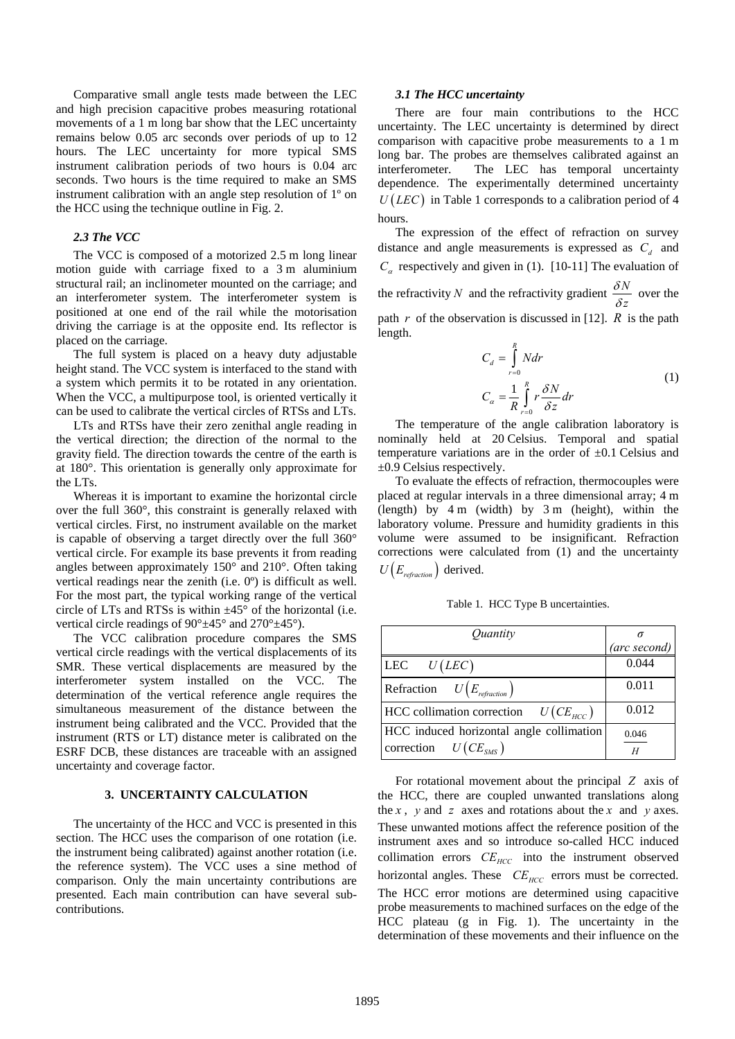Comparative small angle tests made between the LEC and high precision capacitive probes measuring rotational movements of a 1 m long bar show that the LEC uncertainty remains below 0.05 arc seconds over periods of up to 12 hours. The LEC uncertainty for more typical SMS instrument calibration periods of two hours is 0.04 arc seconds. Two hours is the time required to make an SMS instrument calibration with an angle step resolution of 1º on the HCC using the technique outline in Fig. 2.

### *2.3 The VCC*

The VCC is composed of a motorized 2.5 m long linear motion guide with carriage fixed to a 3 m aluminium structural rail; an inclinometer mounted on the carriage; and an interferometer system. The interferometer system is positioned at one end of the rail while the motorisation driving the carriage is at the opposite end. Its reflector is placed on the carriage.

The full system is placed on a heavy duty adjustable height stand. The VCC system is interfaced to the stand with a system which permits it to be rotated in any orientation. When the VCC, a multipurpose tool, is oriented vertically it can be used to calibrate the vertical circles of RTSs and LTs.

LTs and RTSs have their zero zenithal angle reading in the vertical direction; the direction of the normal to the gravity field. The direction towards the centre of the earth is at 180°. This orientation is generally only approximate for the LTs.

Whereas it is important to examine the horizontal circle over the full 360°, this constraint is generally relaxed with vertical circles. First, no instrument available on the market is capable of observing a target directly over the full 360° vertical circle. For example its base prevents it from reading angles between approximately 150° and 210°. Often taking vertical readings near the zenith (i.e. 0º) is difficult as well. For the most part, the typical working range of the vertical circle of LTs and RTSs is within ±45° of the horizontal (i.e. vertical circle readings of 90°±45° and 270°±45°).

The VCC calibration procedure compares the SMS vertical circle readings with the vertical displacements of its SMR. These vertical displacements are measured by the interferometer system installed on the VCC. The determination of the vertical reference angle requires the simultaneous measurement of the distance between the instrument being calibrated and the VCC. Provided that the instrument (RTS or LT) distance meter is calibrated on the ESRF DCB, these distances are traceable with an assigned uncertainty and coverage factor.

## 3. UNCERTAINTY CALCULATION

The uncertainty of the HCC and VCC is presented in this section. The HCC uses the comparison of one rotation (i.e. the instrument being calibrated) against another rotation (i.e. the reference system). The VCC uses a sine method of comparison. Only the main uncertainty contributions are presented. Each main contribution can have several sub-contributions.

### *3.1 The HCC uncertainty*

There are four main contributions to the HCC uncertainty. The LEC uncertainty is determined by direct comparison with capacitive probe measurements to a 1 m long bar. The probes are themselves calibrated against an interferometer. The LEC has temporal uncertainty dependence. The experimentally determined uncertainty $U(LEC)$ in Table 1 corresponds to a calibration period of 4 hours.

The expression of the effect of refraction on survey distance and angle measurements is expressed as $C_d$ and $C_\alpha$ respectively and given in (1). [10-11] The evaluation of the refractivity $N$ and the refractivity gradient $\frac{\delta N}{\delta z}$ over the path $r$ of the observation is discussed in [12]. $R$ is the path length.

$$
\begin{aligned}
C_d &= \int_{r=0}^{R} N dr \\
C_\alpha &= \frac{1}{R}\int_{r=0}^{R} r\frac{\delta N}{\delta z} dr
\end{aligned}
\qquad (1)
$$

The temperature of the angle calibration laboratory is nominally held at 20 Celsius. Temporal and spatial temperature variations are in the order of ±0.1 Celsius and ±0.9 Celsius respectively.

To evaluate the effects of refraction, thermocouples were placed at regular intervals in a three dimensional array; 4 m (length) by 4 m (width) by 3 m (height), within the laboratory volume. Pressure and humidity gradients in this volume were assumed to be insignificant. Refraction corrections were calculated from (1) and the uncertainty $U(E_{refraction})$ derived.

Table 1. HCC Type B uncertainties.

| *Quantity* | $\sigma$ *(arc second)* |
|---|---|
| LEC $U(LEC)$ | 0.044 |
| Refraction $U(E_{refraction})$ | 0.011 |
| HCC collimation correction $U(CE_{HCC})$ | 0.012 |
| HCC induced horizontal angle collimation correction $U(CE_{SMS})$ | $\frac{0.046}{H}$ |

For rotational movement about the principal $Z$ axis of the HCC, there are coupled unwanted translations along the $x$, $y$ and $z$ axes and rotations about the $x$ and $y$ axes. These unwanted motions affect the reference position of the instrument axes and so introduce so-called HCC induced collimation errors $CE_{HCC}$ into the instrument observed horizontal angles. These $CE_{HCC}$ errors must be corrected. The HCC error motions are determined using capacitive probe measurements to machined surfaces on the edge of the HCC plateau (g in Fig. 1). The uncertainty in the determination of these movements and their influence on the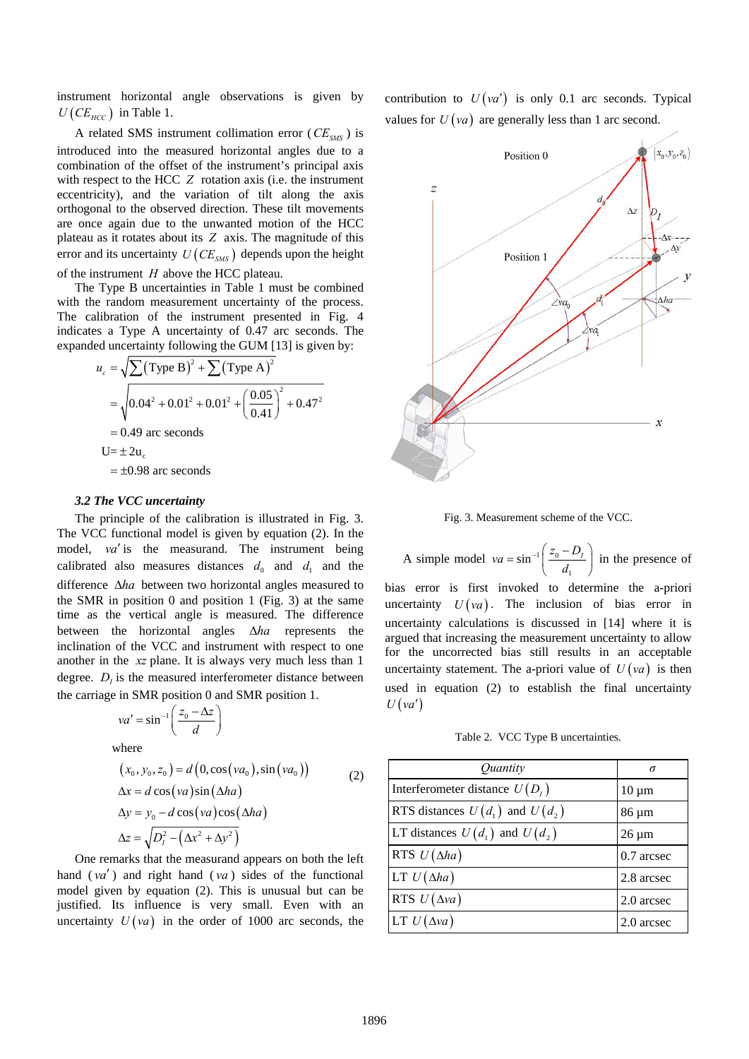instrument horizontal angle observations is given by $U(CE_{HCC})$ in Table 1.

A related SMS instrument collimation error ($CE_{SMS}$) is introduced into the measured horizontal angles due to a combination of the offset of the instrument's principal axis with respect to the HCC $Z$ rotation axis (i.e. the instrument eccentricity), and the variation of tilt along the axis orthogonal to the observed direction. These tilt movements are once again due to the unwanted motion of the HCC plateau as it rotates about its $Z$ axis. The magnitude of this error and its uncertainty $U(CE_{SMS})$ depends upon the height of the instrument $H$ above the HCC plateau.

The Type B uncertainties in Table 1 must be combined with the random measurement uncertainty of the process. The calibration of the instrument presented in Fig. 4 indicates a Type A uncertainty of 0.47 arc seconds. The expanded uncertainty following the GUM [13] is given by:

$$
\begin{aligned}
u_c &= \sqrt{\sum(\text{Type B})^2 + \sum(\text{Type A})^2} \\
&= \sqrt{0.04^2 + 0.01^2 + 0.01^2 + \left(\frac{0.05}{0.41}\right)^2 + 0.47^2} \\
&= 0.49 \text{ arc seconds} \\
\text{U} &= \pm 2\text{u}_c \\
&= \pm 0.98 \text{ arc seconds}
\end{aligned}
$$

### *3.2 The VCC uncertainty*

The principle of the calibration is illustrated in Fig. 3. The VCC functional model is given by equation (2). In the model, $va'$ is the measurand. The instrument being calibrated also measures distances $d_0$ and $d_1$ and the difference $\Delta ha$ between two horizontal angles measured to the SMR in position 0 and position 1 (Fig. 3) at the same time as the vertical angle is measured. The difference between the horizontal angles $\Delta ha$ represents the inclination of the VCC and instrument with respect to one another in the $xz$ plane. It is always very much less than 1 degree. $D_I$ is the measured interferometer distance between the carriage in SMR position 0 and SMR position 1.

$$va' = \sin^{-1}\left(\frac{z_0 - \Delta z}{d}\right)$$

where

$$
\begin{aligned}
(x_0, y_0, z_0) &= d\left(0, \cos(va_0), \sin(va_0)\right) \\
\Delta x &= d\cos(va)\sin(\Delta ha) \\
\Delta y &= y_0 - d\cos(va)\cos(\Delta ha) \\
\Delta z &= \sqrt{D_I^2 - \left(\Delta x^2 + \Delta y^2\right)}
\end{aligned}
\tag{2}
$$

One remarks that the measurand appears on both the left hand ($va'$) and right hand ($va$) sides of the functional model given by equation (2). This is unusual but can be justified. Its influence is very small. Even with an uncertainty $U(va)$ in the order of 1000 arc seconds, the contribution to $U(va')$ is only 0.1 arc seconds. Typical values for $U(va)$ are generally less than 1 arc second.

Fig. 3. Measurement scheme of the VCC.

A simple model $va = \sin^{-1}\left(\frac{z_0 - D_I}{d_1}\right)$ in the presence of bias error is first invoked to determine the a-priori uncertainty $U(va)$. The inclusion of bias error in uncertainty calculations is discussed in [14] where it is argued that increasing the measurement uncertainty to allow for the uncorrected bias still results in an acceptable uncertainty statement. The a-priori value of $U(va)$ is then used in equation (2) to establish the final uncertainty $U(va')$

Table 2. VCC Type B uncertainties.

| *Quantity* | $\sigma$ |
|---|---|
| Interferometer distance $U(D_I)$ | 10 µm |
| RTS distances $U(d_1)$ and $U(d_2)$ | 86 µm |
| LT distances $U(d_1)$ and $U(d_2)$ | 26 µm |
| RTS $U(\Delta ha)$ | 0.7 arcsec |
| LT $U(\Delta ha)$ | 2.8 arcsec |
| RTS $U(\Delta va)$ | 2.0 arcsec |
| LT $U(\Delta va)$ | 2.0 arcsec |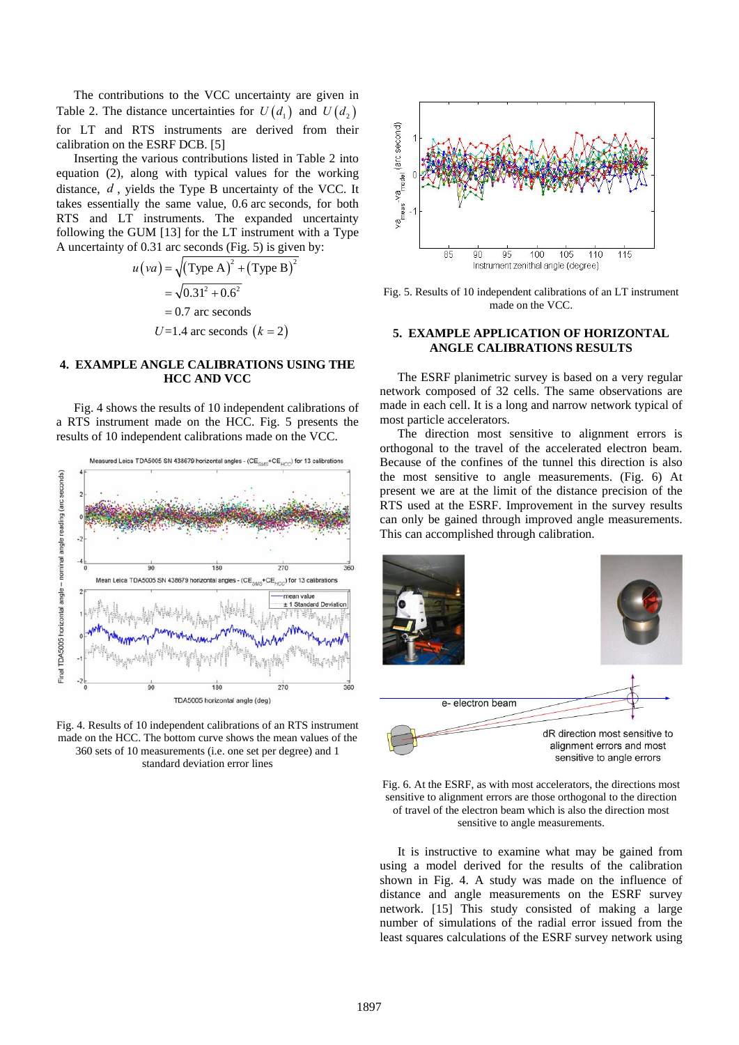The contributions to the VCC uncertainty are given in Table 2. The distance uncertainties for $U(d_1)$ and $U(d_2)$ for LT and RTS instruments are derived from their calibration on the ESRF DCB. [5]

Inserting the various contributions listed in Table 2 into equation (2), along with typical values for the working distance, $d$, yields the Type B uncertainty of the VCC. It takes essentially the same value, 0.6 arc seconds, for both RTS and LT instruments. The expanded uncertainty following the GUM [13] for the LT instrument with a Type A uncertainty of 0.31 arc seconds (Fig. 5) is given by:

$$
\begin{aligned}
u(va) &= \sqrt{(\text{Type A})^2 + (\text{Type B})^2} \\
&= \sqrt{0.31^2 + 0.6^2} \\
&= 0.7 \text{ arc seconds} \\
U &= 1.4 \text{ arc seconds } (k = 2)
\end{aligned}
$$

## 4. EXAMPLE ANGLE CALIBRATIONS USING THE HCC AND VCC

Fig. 4 shows the results of 10 independent calibrations of a RTS instrument made on the HCC. Fig. 5 presents the results of 10 independent calibrations made on the VCC.

Fig. 4. Results of 10 independent calibrations of an RTS instrument made on the HCC. The bottom curve shows the mean values of the 360 sets of 10 measurements (i.e. one set per degree) and 1 standard deviation error lines

Fig. 5. Results of 10 independent calibrations of an LT instrument made on the VCC.

## 5. EXAMPLE APPLICATION OF HORIZONTAL ANGLE CALIBRATIONS RESULTS

The ESRF planimetric survey is based on a very regular network composed of 32 cells. The same observations are made in each cell. It is a long and narrow network typical of most particle accelerators.

The direction most sensitive to alignment errors is orthogonal to the travel of the accelerated electron beam. Because of the confines of the tunnel this direction is also the most sensitive to angle measurements. (Fig. 6) At present we are at the limit of the distance precision of the RTS used at the ESRF. Improvement in the survey results can only be gained through improved angle measurements. This can accomplished through calibration.

Fig. 6. At the ESRF, as with most accelerators, the directions most sensitive to alignment errors are those orthogonal to the direction of travel of the electron beam which is also the direction most sensitive to angle measurements.

It is instructive to examine what may be gained from using a model derived for the results of the calibration shown in Fig. 4. A study was made on the influence of distance and angle measurements on the ESRF survey network. [15] This study consisted of making a large number of simulations of the radial error issued from the least squares calculations of the ESRF survey network using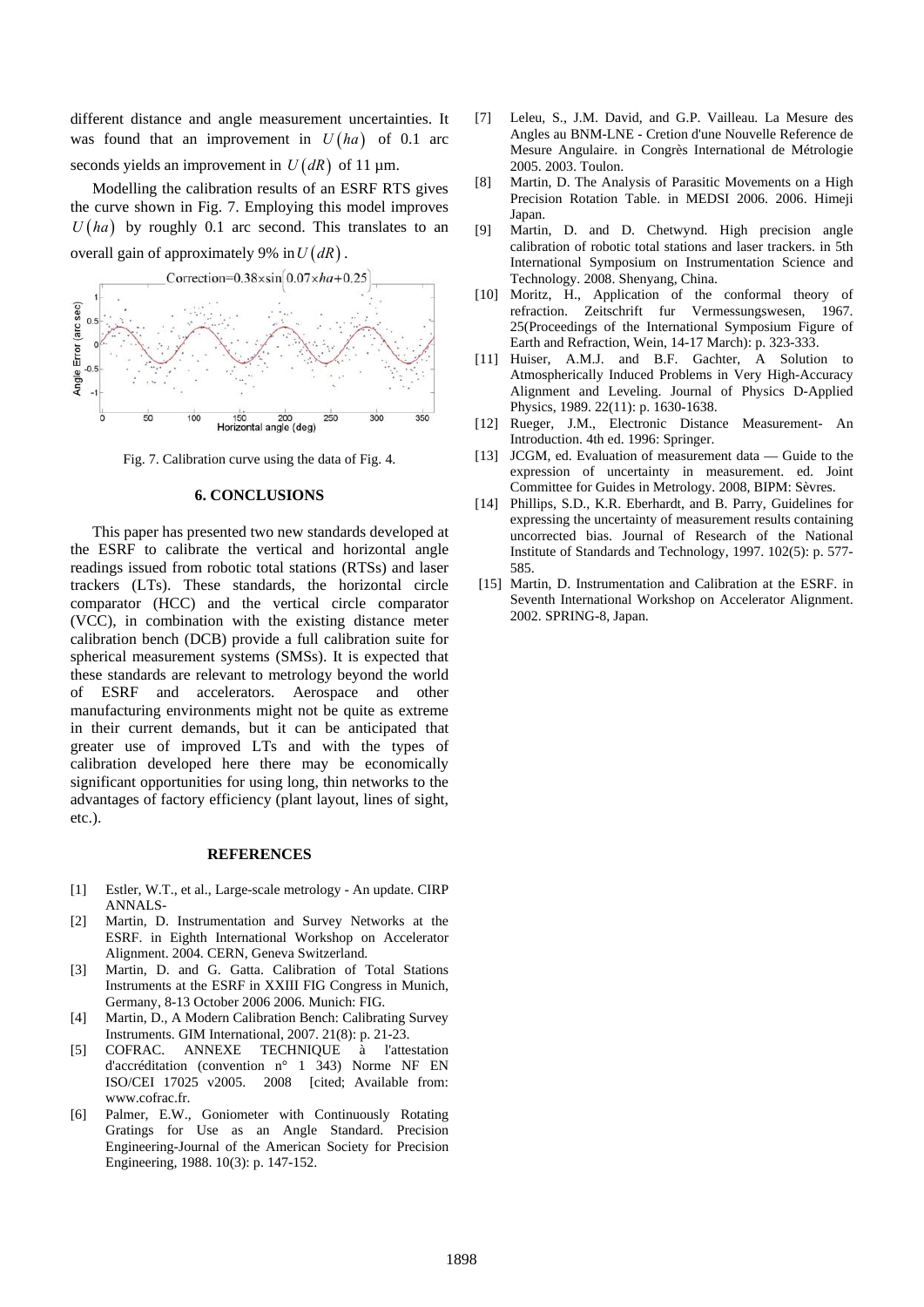different distance and angle measurement uncertainties. It was found that an improvement in $U(ha)$ of 0.1 arc seconds yields an improvement in $U(dR)$ of 11 µm.

Modelling the calibration results of an ESRF RTS gives the curve shown in Fig. 7. Employing this model improves $U(ha)$ by roughly 0.1 arc second. This translates to an overall gain of approximately 9% in $U(dR)$.

Correction=0.38×sin(0.07×ha+0.25)

Angle Error (arc sec)

1
0.5
0
-0.5
-1

0 50 100 150 200 250 300 350

Horizontal angle (deg)

Fig. 7. Calibration curve using the data of Fig. 4.

## 6. CONCLUSIONS

This paper has presented two new standards developed at the ESRF to calibrate the vertical and horizontal angle readings issued from robotic total stations (RTSs) and laser trackers (LTs). These standards, the horizontal circle comparator (HCC) and the vertical circle comparator (VCC), in combination with the existing distance meter calibration bench (DCB) provide a full calibration suite for spherical measurement systems (SMSs). It is expected that these standards are relevant to metrology beyond the world of ESRF and accelerators. Aerospace and other manufacturing environments might not be quite as extreme in their current demands, but it can be anticipated that greater use of improved LTs and with the types of calibration developed here there may be economically significant opportunities for using long, thin networks to the advantages of factory efficiency (plant layout, lines of sight, etc.).

## REFERENCES

[1] Estler, W.T., et al., Large-scale metrology - An update. CIRP ANNALS-

[2] Martin, D. Instrumentation and Survey Networks at the ESRF. in Eighth International Workshop on Accelerator Alignment. 2004. CERN, Geneva Switzerland.

[3] Martin, D. and G. Gatta. Calibration of Total Stations Instruments at the ESRF in XXIII FIG Congress in Munich, Germany, 8-13 October 2006 2006. Munich: FIG.

[4] Martin, D., A Modern Calibration Bench: Calibrating Survey Instruments. GIM International, 2007. 21(8): p. 21-23.

[5] COFRAC. ANNEXE TECHNIQUE à l'attestation d'accréditation (convention n° 1 343) Norme NF EN ISO/CEI 17025 v2005. 2008 [cited; Available from: www.cofrac.fr.

[6] Palmer, E.W., Goniometer with Continuously Rotating Gratings for Use as an Angle Standard. Precision Engineering-Journal of the American Society for Precision Engineering, 1988. 10(3): p. 147-152.

[7] Leleu, S., J.M. David, and G.P. Vailleau. La Mesure des Angles au BNM-LNE - Cretion d'une Nouvelle Reference de Mesure Angulaire. in Congrès International de Métrologie 2005. 2003. Toulon.

[8] Martin, D. The Analysis of Parasitic Movements on a High Precision Rotation Table. in MEDSI 2006. 2006. Himeji Japan.

[9] Martin, D. and D. Chetwynd. High precision angle calibration of robotic total stations and laser trackers. in 5th International Symposium on Instrumentation Science and Technology. 2008. Shenyang, China.

[10] Moritz, H., Application of the conformal theory of refraction. Zeitschrift fur Vermessungswesen, 1967. 25(Proceedings of the International Symposium Figure of Earth and Refraction, Wein, 14-17 March): p. 323-333.

[11] Huiser, A.M.J. and B.F. Gachter, A Solution to Atmospherically Induced Problems in Very High-Accuracy Alignment and Leveling. Journal of Physics D-Applied Physics, 1989. 22(11): p. 1630-1638.

[12] Rueger, J.M., Electronic Distance Measurement- An Introduction. 4th ed. 1996: Springer.

[13] JCGM, ed. Evaluation of measurement data — Guide to the expression of uncertainty in measurement. ed. Joint Committee for Guides in Metrology. 2008, BIPM: Sèvres.

[14] Phillips, S.D., K.R. Eberhardt, and B. Parry, Guidelines for expressing the uncertainty of measurement results containing uncorrected bias. Journal of Research of the National Institute of Standards and Technology, 1997. 102(5): p. 577-585.

[15] Martin, D. Instrumentation and Calibration at the ESRF. in Seventh International Workshop on Accelerator Alignment. 2002. SPRING-8, Japan.